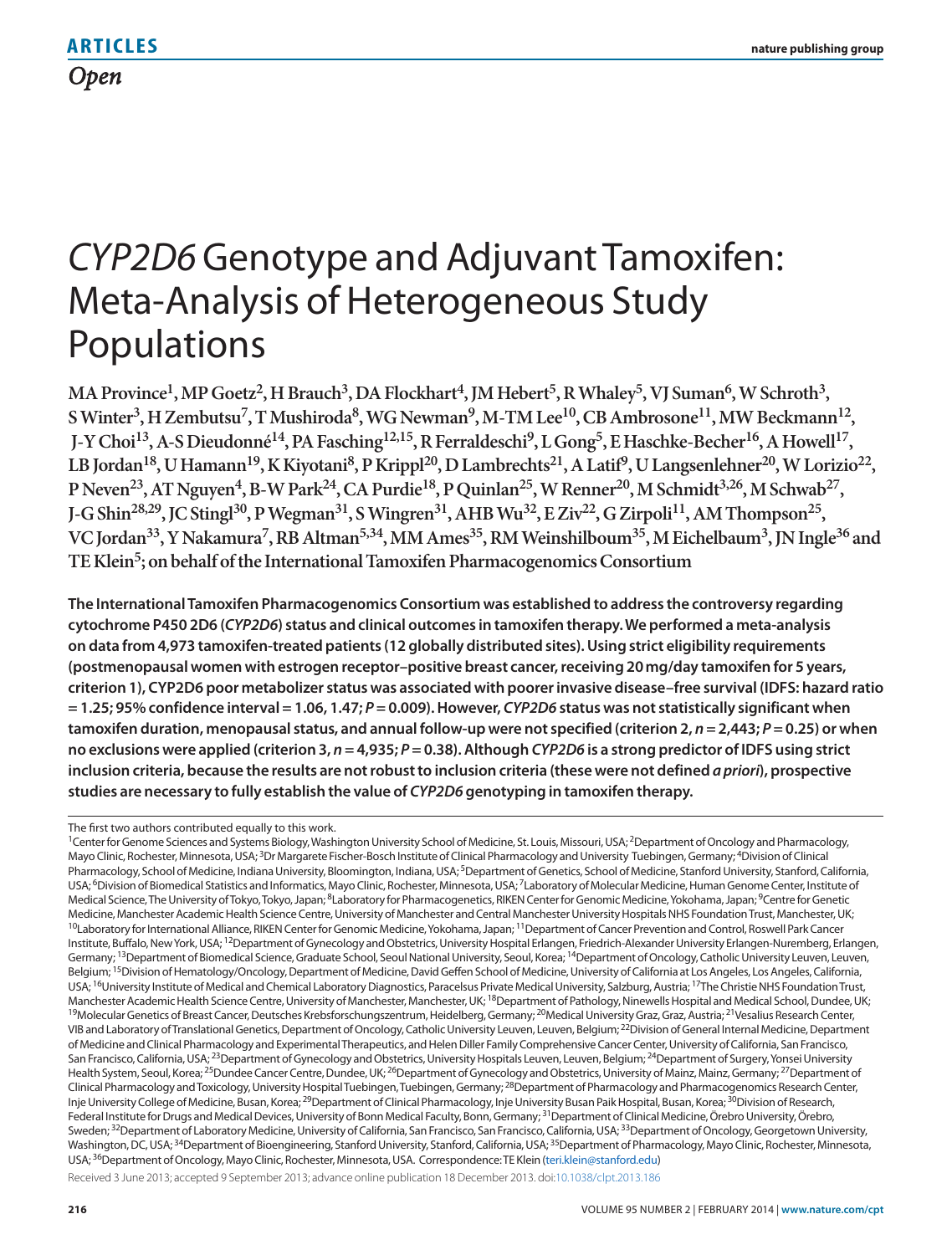ARTICLES

Open

# *CYP2D6* Genotype and Adjuvant Tamoxifen: Meta-Analysis of Heterogeneous Study Populations

**MA Province[1], MP Goetz[2], H Brauch[3], DA Flockhart[4], JM Hebert[5], R Whaley[5], VJ Suman[6], W Schroth[3], S Winter[3], H Zembutsu[7], T Mushiroda[8], WG Newman[9], M-TM Lee[10], CB Ambrosone[11], MW Beckmann[12], J-Y Choi[13], A-S Dieudonné[14], PA Fasching[12,15], R Ferraldeschi[9], L Gong[5], E Haschke-Becher[16], A Howell[17], LB Jordan[18], U Hamann[19], K Kiyotani[8], P Krippl[20], D Lambrechts[21], A Latif[9], U Langsenlehner[20], W Lorizio[22], P Neven[23], AT Nguyen[4], B-W Park[24], CA Purdie[18], P Quinlan[25], W Renner[20], M Schmidt[3,26], M Schwab[27], J-G Shin[28,29], JC Stingl[30], P Wegman[31], S Wingren[31], AHB Wu[32], E Ziv[22], G Zirpoli[11], AM Thompson[25], VC Jordan[33], Y Nakamura[7], RB Altman[5,34], MM Ames[35], RM Weinshilboum[35], M Eichelbaum[3], JN Ingle[36] and TE Klein[5]; on behalf of the International Tamoxifen Pharmacogenomics Consortium**

**The International Tamoxifen Pharmacogenomics Consortium was established to address the controversy regarding cytochrome P450 2D6 (*CYP2D6*) status and clinical outcomes in tamoxifen therapy. We performed a meta-analysis on data from 4,973 tamoxifen-treated patients (12 globally distributed sites). Using strict eligibility requirements (postmenopausal women with estrogen receptor–positive breast cancer, receiving 20 mg/day tamoxifen for 5 years, criterion 1), CYP2D6 poor metabolizer status was associated with poorer invasive disease–free survival (IDFS: hazard ratio = 1.25; 95% confidence interval = 1.06, 1.47; $P = 0.009$). However, *CYP2D6* status was not statistically significant when tamoxifen duration, menopausal status, and annual follow-up were not specified (criterion 2, $n = 2,443$; $P = 0.25$) or when no exclusions were applied (criterion 3, $n = 4,935$; $P = 0.38$). Although *CYP2D6* is a strong predictor of IDFS using strict inclusion criteria, because the results are not robust to inclusion criteria (these were not defined *a priori*), prospective studies are necessary to fully establish the value of *CYP2D6* genotyping in tamoxifen therapy.**

The first two authors contributed equally to this work.

[1]Center for Genome Sciences and Systems Biology, Washington University School of Medicine, St. Louis, Missouri, USA; [2]Department of Oncology and Pharmacology, Mayo Clinic, Rochester, Minnesota, USA; [3]Dr Margarete Fischer-Bosch Institute of Clinical Pharmacology and University Tuebingen, Germany; [4]Division of Clinical Pharmacology, School of Medicine, Indiana University, Bloomington, Indiana, USA; [5]Department of Genetics, School of Medicine, Stanford University, Stanford, California, USA; [6]Division of Biomedical Statistics and Informatics, Mayo Clinic, Rochester, Minnesota, USA; [7]Laboratory of Molecular Medicine, Human Genome Center, Institute of Medical Science, The University of Tokyo, Tokyo, Japan; [8]Laboratory for Pharmacogenetics, RIKEN Center for Genomic Medicine, Yokohama, Japan; [9]Centre for Genetic Medicine, Manchester Academic Health Science Centre, University of Manchester and Central Manchester University Hospitals NHS Foundation Trust, Manchester, UK; [10]Laboratory for International Alliance, RIKEN Center for Genomic Medicine, Yokohama, Japan; [11]Department of Cancer Prevention and Control, Roswell Park Cancer Institute, Buffalo, New York, USA; [12]Department of Gynecology and Obstetrics, University Hospital Erlangen, Friedrich-Alexander University Erlangen-Nuremberg, Erlangen, Germany; [13]Department of Biomedical Science, Graduate School, Seoul National University, Seoul, Korea; [14]Department of Oncology, Catholic University Leuven, Leuven, Belgium; [15]Division of Hematology/Oncology, Department of Medicine, David Geffen School of Medicine, University of California at Los Angeles, Los Angeles, California, USA; [16]University Institute of Medical and Chemical Laboratory Diagnostics, Paracelsus Private Medical University, Salzburg, Austria; [17]The Christie NHS Foundation Trust, Manchester Academic Health Science Centre, University of Manchester, Manchester, UK; [18]Department of Pathology, Ninewells Hospital and Medical School, Dundee, UK; [19]Molecular Genetics of Breast Cancer, Deutsches Krebsforschungszentrum, Heidelberg, Germany; [20]Medical University Graz, Graz, Austria; [21]Vesalius Research Center, VIB and Laboratory of Translational Genetics, Department of Oncology, Catholic University Leuven, Leuven, Belgium; [22]Division of General Internal Medicine, Department of Medicine and Clinical Pharmacology and Experimental Therapeutics, and Helen Diller Family Comprehensive Cancer Center, University of California, San Francisco, San Francisco, California, USA; [23]Department of Gynecology and Obstetrics, University Hospitals Leuven, Leuven, Belgium; [24]Department of Surgery, Yonsei University Health System, Seoul, Korea; [25]Dundee Cancer Centre, Dundee, UK; [26]Department of Gynecology and Obstetrics, University of Mainz, Mainz, Germany; [27]Department of Clinical Pharmacology and Toxicology, University Hospital Tuebingen, Tuebingen, Germany; [28]Department of Pharmacology and Pharmacogenomics Research Center, Inje University College of Medicine, Busan, Korea; [29]Department of Clinical Pharmacology, Inje University Busan Paik Hospital, Busan, Korea; [30]Division of Research, Federal Institute for Drugs and Medical Devices, University of Bonn Medical Faculty, Bonn, Germany; [31]Department of Clinical Medicine, Örebro University, Örebro, Sweden; [32]Department of Laboratory Medicine, University of California, San Francisco, San Francisco, California, USA; [33]Department of Oncology, Georgetown University, Washington, DC, USA; [34]Department of Bioengineering, Stanford University, Stanford, California, USA; [35]Department of Pharmacology, Mayo Clinic, Rochester, Minnesota, USA; [36]Department of Oncology, Mayo Clinic, Rochester, Minnesota, USA. Correspondence: TE Klein (teri.klein@stanford.edu)

Received 3 June 2013; accepted 9 September 2013; advance online publication 18 December 2013. doi:10.1038/clpt.2013.186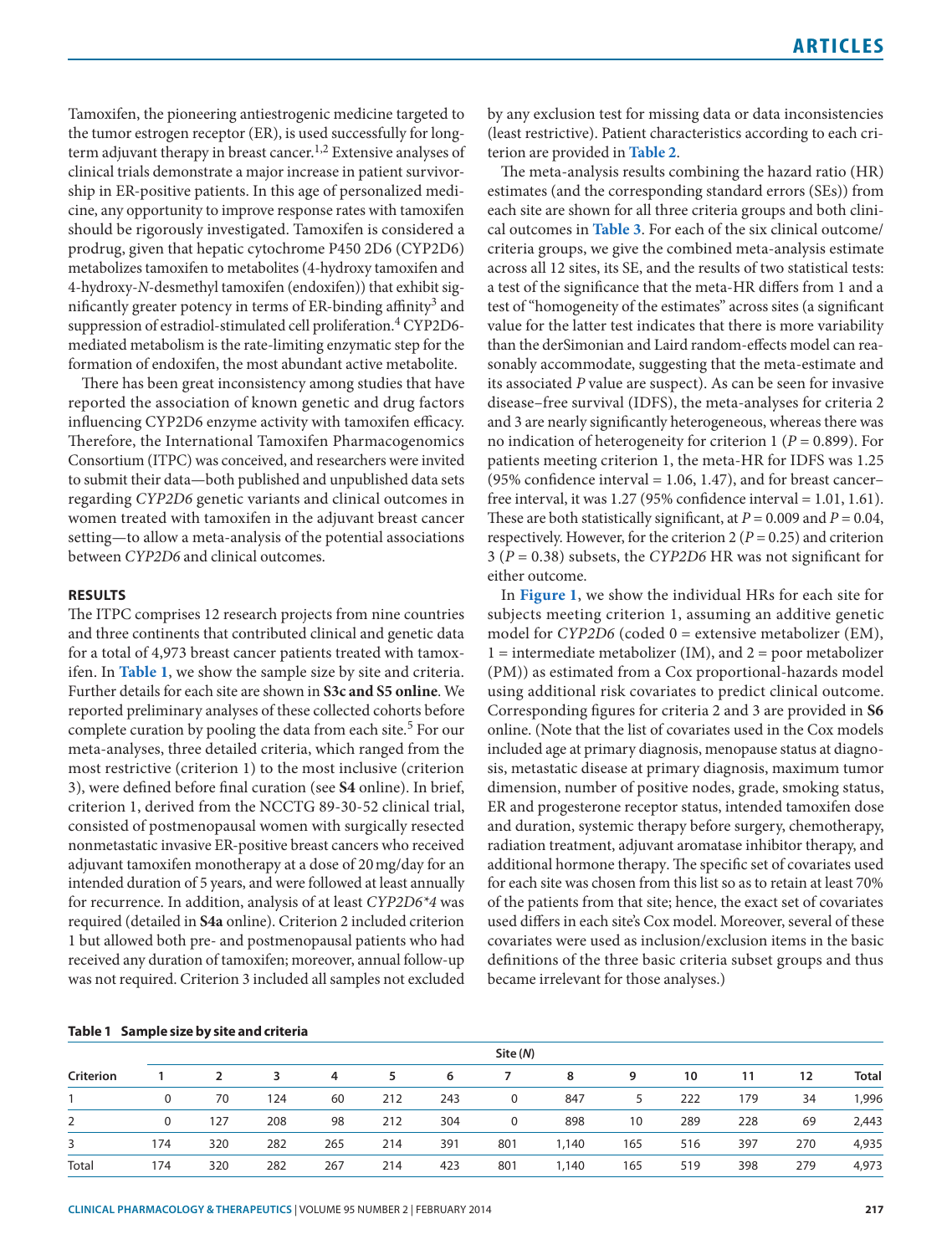Tamoxifen, the pioneering antiestrogenic medicine targeted to the tumor estrogen receptor (ER), is used successfully for long-term adjuvant therapy in breast cancer.[1,2] Extensive analyses of clinical trials demonstrate a major increase in patient survivorship in ER-positive patients. In this age of personalized medicine, any opportunity to improve response rates with tamoxifen should be rigorously investigated. Tamoxifen is considered a prodrug, given that hepatic cytochrome P450 2D6 (CYP2D6) metabolizes tamoxifen to metabolites (4-hydroxy tamoxifen and 4-hydroxy-*N*-desmethyl tamoxifen (endoxifen)) that exhibit significantly greater potency in terms of ER-binding affinity[3] and suppression of estradiol-stimulated cell proliferation.[4] CYP2D6-mediated metabolism is the rate-limiting enzymatic step for the formation of endoxifen, the most abundant active metabolite.

There has been great inconsistency among studies that have reported the association of known genetic and drug factors influencing CYP2D6 enzyme activity with tamoxifen efficacy. Therefore, the International Tamoxifen Pharmacogenomics Consortium (ITPC) was conceived, and researchers were invited to submit their data—both published and unpublished data sets regarding *CYP2D6* genetic variants and clinical outcomes in women treated with tamoxifen in the adjuvant breast cancer setting—to allow a meta-analysis of the potential associations between *CYP2D6* and clinical outcomes.

## RESULTS

The ITPC comprises 12 research projects from nine countries and three continents that contributed clinical and genetic data for a total of 4,973 breast cancer patients treated with tamoxifen. In **Table 1**, we show the sample size by site and criteria. Further details for each site are shown in **S3c and S5 online**. We reported preliminary analyses of these collected cohorts before complete curation by pooling the data from each site.[5] For our meta-analyses, three detailed criteria, which ranged from the most restrictive (criterion 1) to the most inclusive (criterion 3), were defined before final curation (see **S4** online). In brief, criterion 1, derived from the NCCTG 89-30-52 clinical trial, consisted of postmenopausal women with surgically resected nonmetastatic invasive ER-positive breast cancers who received adjuvant tamoxifen monotherapy at a dose of 20 mg/day for an intended duration of 5 years, and were followed at least annually for recurrence. In addition, analysis of at least *CYP2D6\*4* was required (detailed in **S4a** online). Criterion 2 included criterion 1 but allowed both pre- and postmenopausal patients who had received any duration of tamoxifen; moreover, annual follow-up was not required. Criterion 3 included all samples not excluded by any exclusion test for missing data or data inconsistencies (least restrictive). Patient characteristics according to each criterion are provided in **Table 2**.

The meta-analysis results combining the hazard ratio (HR) estimates (and the corresponding standard errors (SEs)) from each site are shown for all three criteria groups and both clinical outcomes in **Table 3**. For each of the six clinical outcome/criteria groups, we give the combined meta-analysis estimate across all 12 sites, its SE, and the results of two statistical tests: a test of the significance that the meta-HR differs from 1 and a test of "homogeneity of the estimates" across sites (a significant value for the latter test indicates that there is more variability than the derSimonian and Laird random-effects model can reasonably accommodate, suggesting that the meta-estimate and its associated *P* value are suspect). As can be seen for invasive disease–free survival (IDFS), the meta-analyses for criteria 2 and 3 are nearly significantly heterogeneous, whereas there was no indication of heterogeneity for criterion 1 ($P = 0.899$). For patients meeting criterion 1, the meta-HR for IDFS was 1.25 (95% confidence interval = 1.06, 1.47), and for breast cancer–free interval, it was 1.27 (95% confidence interval = 1.01, 1.61). These are both statistically significant, at $P = 0.009$ and $P = 0.04$, respectively. However, for the criterion 2 ($P = 0.25$) and criterion 3 ($P = 0.38$) subsets, the *CYP2D6* HR was not significant for either outcome.

In **Figure 1**, we show the individual HRs for each site for subjects meeting criterion 1, assuming an additive genetic model for *CYP2D6* (coded 0 = extensive metabolizer (EM), 1 = intermediate metabolizer (IM), and 2 = poor metabolizer (PM)) as estimated from a Cox proportional-hazards model using additional risk covariates to predict clinical outcome. Corresponding figures for criteria 2 and 3 are provided in **S6** online. (Note that the list of covariates used in the Cox models included age at primary diagnosis, menopause status at diagnosis, metastatic disease at primary diagnosis, maximum tumor dimension, number of positive nodes, grade, smoking status, ER and progesterone receptor status, intended tamoxifen dose and duration, systemic therapy before surgery, chemotherapy, radiation treatment, adjuvant aromatase inhibitor therapy, and additional hormone therapy. The specific set of covariates used for each site was chosen from this list so as to retain at least 70% of the patients from that site; hence, the exact set of covariates used differs in each site's Cox model. Moreover, several of these covariates were used as inclusion/exclusion items in the basic definitions of the three basic criteria subset groups and thus became irrelevant for those analyses.)

**Table 1 Sample size by site and criteria**

| | Site (*N*) | | | | | | | | | | | | |
|---|---|---|---|---|---|---|---|---|---|---|---|---|---|
| Criterion | 1 | 2 | 3 | 4 | 5 | 6 | 7 | 8 | 9 | 10 | 11 | 12 | Total |
| 1 | 0 | 70 | 124 | 60 | 212 | 243 | 0 | 847 | 5 | 222 | 179 | 34 | 1,996 |
| 2 | 0 | 127 | 208 | 98 | 212 | 304 | 0 | 898 | 10 | 289 | 228 | 69 | 2,443 |
| 3 | 174 | 320 | 282 | 265 | 214 | 391 | 801 | 1,140 | 165 | 516 | 397 | 270 | 4,935 |
| Total | 174 | 320 | 282 | 267 | 214 | 423 | 801 | 1,140 | 165 | 519 | 398 | 279 | 4,973 |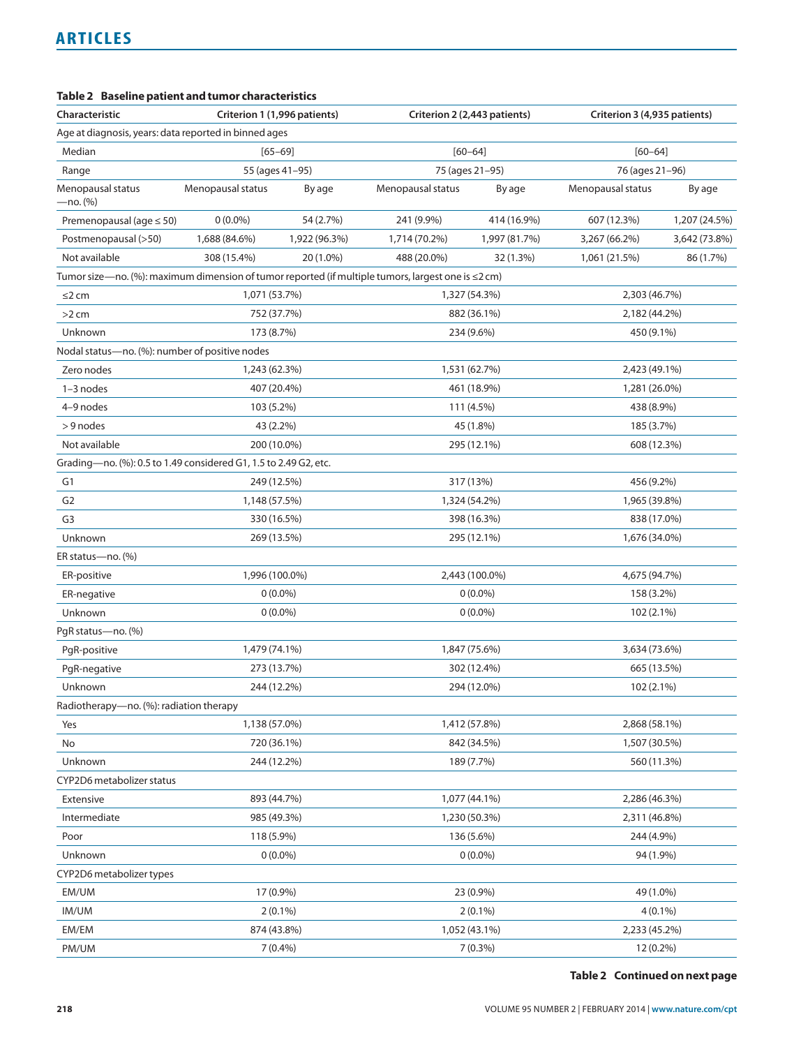**Table 2 Baseline patient and tumor characteristics**

| Characteristic | Criterion 1 (1,996 patients) | | Criterion 2 (2,443 patients) | | Criterion 3 (4,935 patients) | |
|---|---|---|---|---|---|---|
| Age at diagnosis, years: data reported in binned ages | | | | | | |
| Median | [65–69] | | [60–64] | | [60–64] | |
| Range | 55 (ages 41–95) | | 75 (ages 21–95) | | 76 (ages 21–96) | |
| Menopausal status—no. (%) | Menopausal status | By age | Menopausal status | By age | Menopausal status | By age |
| Premenopausal (age ≤ 50) | 0 (0.0%) | 54 (2.7%) | 241 (9.9%) | 414 (16.9%) | 607 (12.3%) | 1,207 (24.5%) |
| Postmenopausal (>50) | 1,688 (84.6%) | 1,922 (96.3%) | 1,714 (70.2%) | 1,997 (81.7%) | 3,267 (66.2%) | 3,642 (73.8%) |
| Not available | 308 (15.4%) | 20 (1.0%) | 488 (20.0%) | 32 (1.3%) | 1,061 (21.5%) | 86 (1.7%) |
| Tumor size—no. (%): maximum dimension of tumor reported (if multiple tumors, largest one is ≤2 cm) | | | | | | |
| ≤2 cm | 1,071 (53.7%) | | 1,327 (54.3%) | | 2,303 (46.7%) | |
| >2 cm | 752 (37.7%) | | 882 (36.1%) | | 2,182 (44.2%) | |
| Unknown | 173 (8.7%) | | 234 (9.6%) | | 450 (9.1%) | |
| Nodal status—no. (%): number of positive nodes | | | | | | |
| Zero nodes | 1,243 (62.3%) | | 1,531 (62.7%) | | 2,423 (49.1%) | |
| 1–3 nodes | 407 (20.4%) | | 461 (18.9%) | | 1,281 (26.0%) | |
| 4–9 nodes | 103 (5.2%) | | 111 (4.5%) | | 438 (8.9%) | |
| > 9 nodes | 43 (2.2%) | | 45 (1.8%) | | 185 (3.7%) | |
| Not available | 200 (10.0%) | | 295 (12.1%) | | 608 (12.3%) | |
| Grading—no. (%): 0.5 to 1.49 considered G1, 1.5 to 2.49 G2, etc. | | | | | | |
| G1 | 249 (12.5%) | | 317 (13%) | | 456 (9.2%) | |
| G2 | 1,148 (57.5%) | | 1,324 (54.2%) | | 1,965 (39.8%) | |
| G3 | 330 (16.5%) | | 398 (16.3%) | | 838 (17.0%) | |
| Unknown | 269 (13.5%) | | 295 (12.1%) | | 1,676 (34.0%) | |
| ER status—no. (%) | | | | | | |
| ER-positive | 1,996 (100.0%) | | 2,443 (100.0%) | | 4,675 (94.7%) | |
| ER-negative | 0 (0.0%) | | 0 (0.0%) | | 158 (3.2%) | |
| Unknown | 0 (0.0%) | | 0 (0.0%) | | 102 (2.1%) | |
| PgR status—no. (%) | | | | | | |
| PgR-positive | 1,479 (74.1%) | | 1,847 (75.6%) | | 3,634 (73.6%) | |
| PgR-negative | 273 (13.7%) | | 302 (12.4%) | | 665 (13.5%) | |
| Unknown | 244 (12.2%) | | 294 (12.0%) | | 102 (2.1%) | |
| Radiotherapy—no. (%): radiation therapy | | | | | | |
| Yes | 1,138 (57.0%) | | 1,412 (57.8%) | | 2,868 (58.1%) | |
| No | 720 (36.1%) | | 842 (34.5%) | | 1,507 (30.5%) | |
| Unknown | 244 (12.2%) | | 189 (7.7%) | | 560 (11.3%) | |
| CYP2D6 metabolizer status | | | | | | |
| Extensive | 893 (44.7%) | | 1,077 (44.1%) | | 2,286 (46.3%) | |
| Intermediate | 985 (49.3%) | | 1,230 (50.3%) | | 2,311 (46.8%) | |
| Poor | 118 (5.9%) | | 136 (5.6%) | | 244 (4.9%) | |
| Unknown | 0 (0.0%) | | 0 (0.0%) | | 94 (1.9%) | |
| CYP2D6 metabolizer types | | | | | | |
| EM/UM | 17 (0.9%) | | 23 (0.9%) | | 49 (1.0%) | |
| IM/UM | 2 (0.1%) | | 2 (0.1%) | | 4 (0.1%) | |
| EM/EM | 874 (43.8%) | | 1,052 (43.1%) | | 2,233 (45.2%) | |
| PM/UM | 7 (0.4%) | | 7 (0.3%) | | 12 (0.2%) | |

**Table 2 Continued on next page**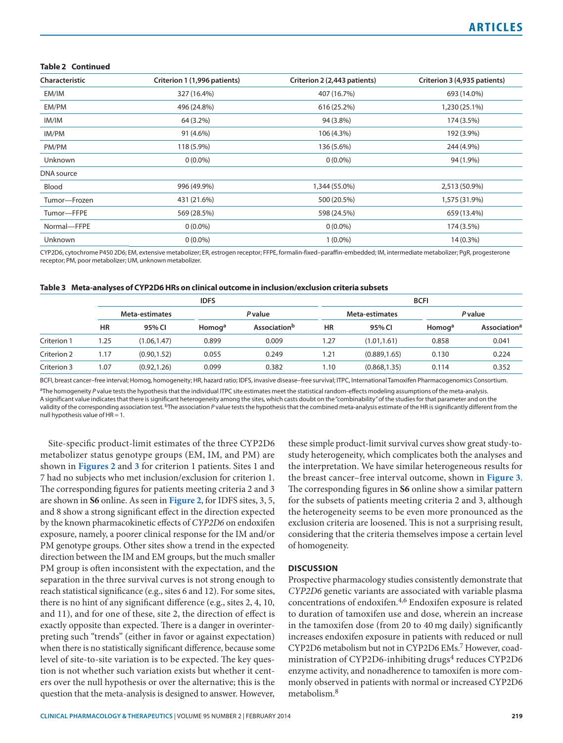**Table 2 Continued**

| Characteristic | Criterion 1 (1,996 patients) | Criterion 2 (2,443 patients) | Criterion 3 (4,935 patients) |
|---|---|---|---|
| EM/IM | 327 (16.4%) | 407 (16.7%) | 693 (14.0%) |
| EM/PM | 496 (24.8%) | 616 (25.2%) | 1,230 (25.1%) |
| IM/IM | 64 (3.2%) | 94 (3.8%) | 174 (3.5%) |
| IM/PM | 91 (4.6%) | 106 (4.3%) | 192 (3.9%) |
| PM/PM | 118 (5.9%) | 136 (5.6%) | 244 (4.9%) |
| Unknown | 0 (0.0%) | 0 (0.0%) | 94 (1.9%) |
| DNA source | | | |
| Blood | 996 (49.9%) | 1,344 (55.0%) | 2,513 (50.9%) |
| Tumor—Frozen | 431 (21.6%) | 500 (20.5%) | 1,575 (31.9%) |
| Tumor—FFPE | 569 (28.5%) | 598 (24.5%) | 659 (13.4%) |
| Normal—FFPE | 0 (0.0%) | 0 (0.0%) | 174 (3.5%) |
| Unknown | 0 (0.0%) | 1 (0.0%) | 14 (0.3%) |

CYP2D6, cytochrome P450 2D6; EM, extensive metabolizer; ER, estrogen receptor; FFPE, formalin-fixed–paraffin-embedded; IM, intermediate metabolizer; PgR, progesterone receptor; PM, poor metabolizer; UM, unknown metabolizer.

**Table 3 Meta-analyses of CYP2D6 HRs on clinical outcome in inclusion/exclusion criteria subsets**

| | IDFS | | | | BCFI | | | |
|---|---|---|---|---|---|---|---|---|
| | Meta-estimates | | *P* value | | Meta-estimates | | *P* value | |
| | HR | 95% CI | Homog[a] | Association[b] | HR | 95% CI | Homog[a] | Association[a] |
| Criterion 1 | 1.25 | (1.06,1.47) | 0.899 | 0.009 | 1.27 | (1.01,1.61) | 0.858 | 0.041 |
| Criterion 2 | 1.17 | (0.90,1.52) | 0.055 | 0.249 | 1.21 | (0.889,1.65) | 0.130 | 0.224 |
| Criterion 3 | 1.07 | (0.92,1.26) | 0.099 | 0.382 | 1.10 | (0.868,1.35) | 0.114 | 0.352 |

BCFI, breast cancer–free interval; Homog, homogeneity; HR, hazard ratio; IDFS, invasive disease–free survival; ITPC, International Tamoxifen Pharmacogenomics Consortium.

[a]The homogeneity *P* value tests the hypothesis that the individual ITPC site estimates meet the statistical random-effects modeling assumptions of the meta-analysis. A significant value indicates that there is significant heterogeneity among the sites, which casts doubt on the "combinability" of the studies for that parameter and on the validity of the corresponding association test. [b]The association *P* value tests the hypothesis that the combined meta-analysis estimate of the HR is significantly different from the null hypothesis value of HR = 1.

Site-specific product-limit estimates of the three CYP2D6 metabolizer status genotype groups (EM, IM, and PM) are shown in **Figures 2** and **3** for criterion 1 patients. Sites 1 and 7 had no subjects who met inclusion/exclusion for criterion 1. The corresponding figures for patients meeting criteria 2 and 3 are shown in **S6** online. As seen in **Figure 2**, for IDFS sites, 3, 5, and 8 show a strong significant effect in the direction expected by the known pharmacokinetic effects of *CYP2D6* on endoxifen exposure, namely, a poorer clinical response for the IM and/or PM genotype groups. Other sites show a trend in the expected direction between the IM and EM groups, but the much smaller PM group is often inconsistent with the expectation, and the separation in the three survival curves is not strong enough to reach statistical significance (e.g., sites 6 and 12). For some sites, there is no hint of any significant difference (e.g., sites 2, 4, 10, and 11), and for one of these, site 2, the direction of effect is exactly opposite than expected. There is a danger in overinterpreting such "trends" (either in favor or against expectation) when there is no statistically significant difference, because some level of site-to-site variation is to be expected. The key question is not whether such variation exists but whether it centers over the null hypothesis or over the alternative; this is the question that the meta-analysis is designed to answer. However, these simple product-limit survival curves show great study-to-study heterogeneity, which complicates both the analyses and the interpretation. We have similar heterogeneous results for the breast cancer–free interval outcome, shown in **Figure 3**. The corresponding figures in **S6** online show a similar pattern for the subsets of patients meeting criteria 2 and 3, although the heterogeneity seems to be even more pronounced as the exclusion criteria are loosened. This is not a surprising result, considering that the criteria themselves impose a certain level of homogeneity.

## DISCUSSION

Prospective pharmacology studies consistently demonstrate that *CYP2D6* genetic variants are associated with variable plasma concentrations of endoxifen.[4,6] Endoxifen exposure is related to duration of tamoxifen use and dose, wherein an increase in the tamoxifen dose (from 20 to 40 mg daily) significantly increases endoxifen exposure in patients with reduced or null CYP2D6 metabolism but not in CYP2D6 EMs.[7] However, coadministration of CYP2D6-inhibiting drugs[4] reduces CYP2D6 enzyme activity, and nonadherence to tamoxifen is more commonly observed in patients with normal or increased CYP2D6 metabolism.[8]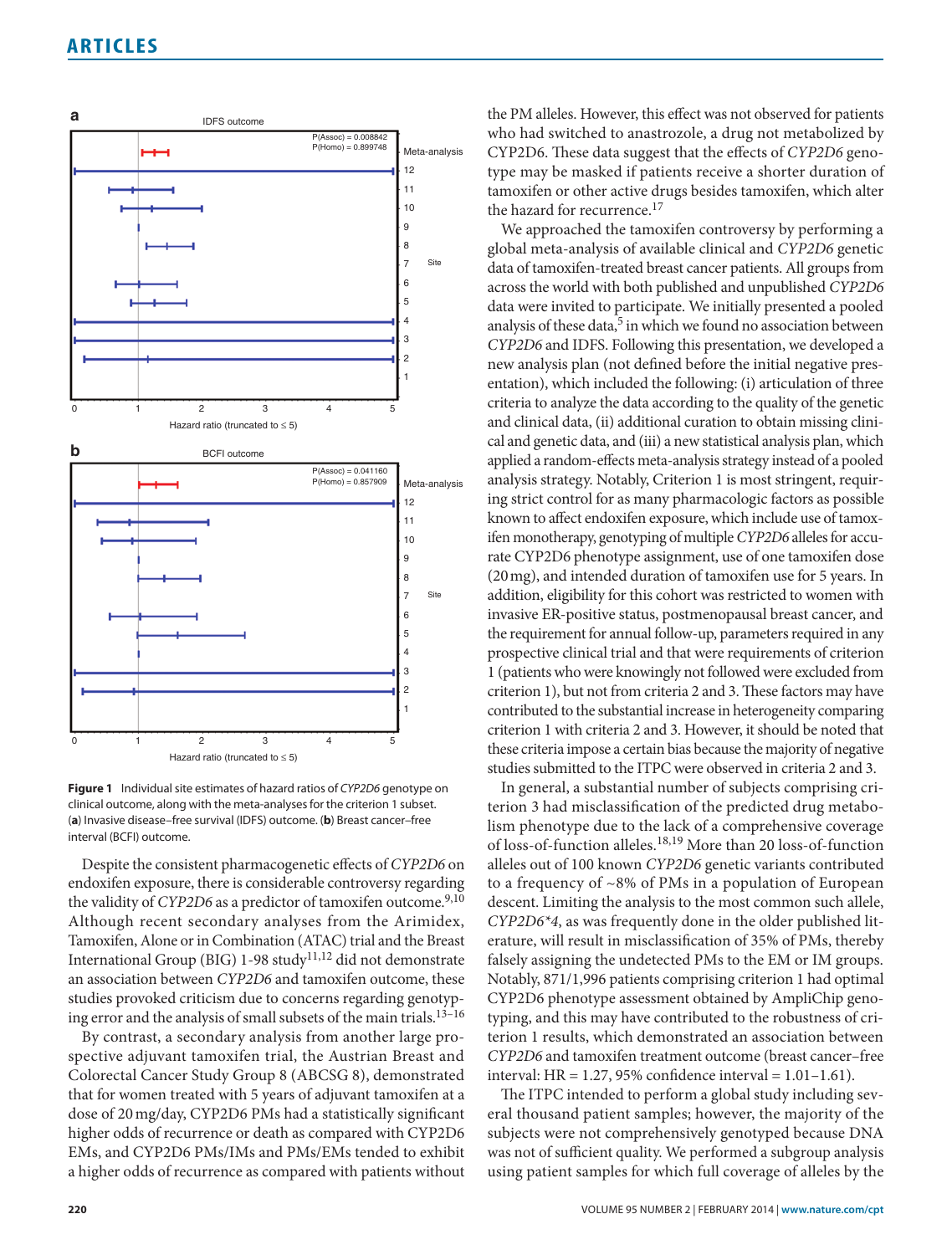**Figure 1** Individual site estimates of hazard ratios of *CYP2D6* genotype on clinical outcome, along with the meta-analyses for the criterion 1 subset. (**a**) Invasive disease–free survival (IDFS) outcome. (**b**) Breast cancer–free interval (BCFI) outcome.

Despite the consistent pharmacogenetic effects of *CYP2D6* on endoxifen exposure, there is considerable controversy regarding the validity of *CYP2D6* as a predictor of tamoxifen outcome.[9,10] Although recent secondary analyses from the Arimidex, Tamoxifen, Alone or in Combination (ATAC) trial and the Breast International Group (BIG) 1-98 study[11,12] did not demonstrate an association between *CYP2D6* and tamoxifen outcome, these studies provoked criticism due to concerns regarding genotyping error and the analysis of small subsets of the main trials.[13–16]

By contrast, a secondary analysis from another large prospective adjuvant tamoxifen trial, the Austrian Breast and Colorectal Cancer Study Group 8 (ABCSG 8), demonstrated that for women treated with 5 years of adjuvant tamoxifen at a dose of 20 mg/day, CYP2D6 PMs had a statistically significant higher odds of recurrence or death as compared with CYP2D6 EMs, and CYP2D6 PMs/IMs and PMs/EMs tended to exhibit a higher odds of recurrence as compared with patients without the PM alleles. However, this effect was not observed for patients who had switched to anastrozole, a drug not metabolized by CYP2D6. These data suggest that the effects of *CYP2D6* genotype may be masked if patients receive a shorter duration of tamoxifen or other active drugs besides tamoxifen, which alter the hazard for recurrence.[17]

We approached the tamoxifen controversy by performing a global meta-analysis of available clinical and *CYP2D6* genetic data of tamoxifen-treated breast cancer patients. All groups from across the world with both published and unpublished *CYP2D6* data were invited to participate. We initially presented a pooled analysis of these data,[5] in which we found no association between *CYP2D6* and IDFS. Following this presentation, we developed a new analysis plan (not defined before the initial negative presentation), which included the following: (i) articulation of three criteria to analyze the data according to the quality of the genetic and clinical data, (ii) additional curation to obtain missing clinical and genetic data, and (iii) a new statistical analysis plan, which applied a random-effects meta-analysis strategy instead of a pooled analysis strategy. Notably, Criterion 1 is most stringent, requiring strict control for as many pharmacologic factors as possible known to affect endoxifen exposure, which include use of tamoxifen monotherapy, genotyping of multiple *CYP2D6* alleles for accurate CYP2D6 phenotype assignment, use of one tamoxifen dose (20 mg), and intended duration of tamoxifen use for 5 years. In addition, eligibility for this cohort was restricted to women with invasive ER-positive status, postmenopausal breast cancer, and the requirement for annual follow-up, parameters required in any prospective clinical trial and that were requirements of criterion 1 (patients who were knowingly not followed were excluded from criterion 1), but not from criteria 2 and 3. These factors may have contributed to the substantial increase in heterogeneity comparing criterion 1 with criteria 2 and 3. However, it should be noted that these criteria impose a certain bias because the majority of negative studies submitted to the ITPC were observed in criteria 2 and 3.

In general, a substantial number of subjects comprising criterion 3 had misclassification of the predicted drug metabolism phenotype due to the lack of a comprehensive coverage of loss-of-function alleles.[18,19] More than 20 loss-of-function alleles out of 100 known *CYP2D6* genetic variants contributed to a frequency of ~8% of PMs in a population of European descent. Limiting the analysis to the most common such allele, *CYP2D6\*4*, as was frequently done in the older published literature, will result in misclassification of 35% of PMs, thereby falsely assigning the undetected PMs to the EM or IM groups. Notably, 871/1,996 patients comprising criterion 1 had optimal CYP2D6 phenotype assessment obtained by AmpliChip genotyping, and this may have contributed to the robustness of criterion 1 results, which demonstrated an association between *CYP2D6* and tamoxifen treatment outcome (breast cancer–free interval: HR = 1.27, 95% confidence interval = 1.01–1.61).

The ITPC intended to perform a global study including several thousand patient samples; however, the majority of the subjects were not comprehensively genotyped because DNA was not of sufficient quality. We performed a subgroup analysis using patient samples for which full coverage of alleles by the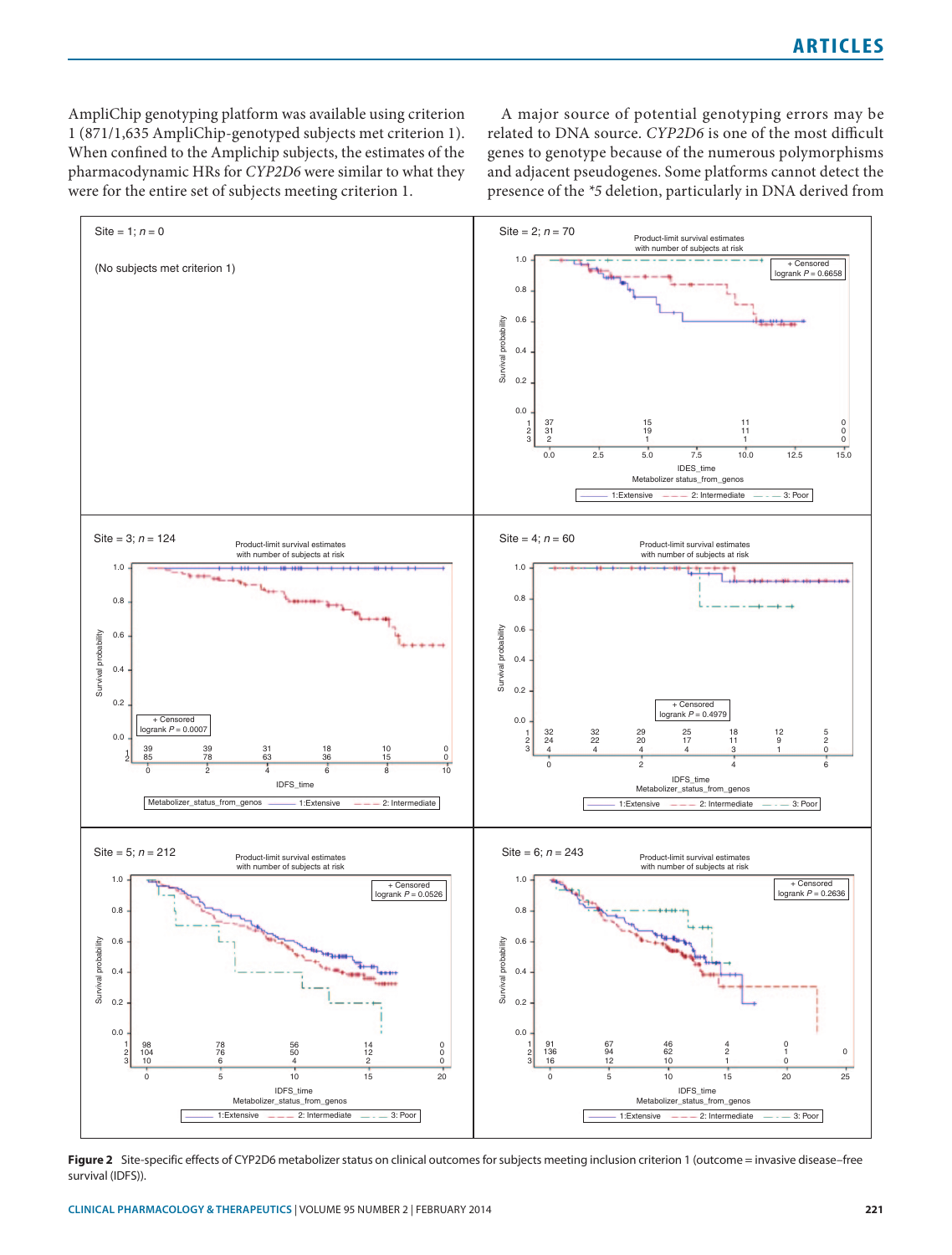AmpliChip genotyping platform was available using criterion 1 (871/1,635 AmpliChip-genotyped subjects met criterion 1). When confined to the Amplichip subjects, the estimates of the pharmacodynamic HRs for *CYP2D6* were similar to what they were for the entire set of subjects meeting criterion 1.

A major source of potential genotyping errors may be related to DNA source. *CYP2D6* is one of the most difficult genes to genotype because of the numerous polymorphisms and adjacent pseudogenes. Some platforms cannot detect the presence of the *\*5* deletion, particularly in DNA derived from

**Figure 2** Site-specific effects of CYP2D6 metabolizer status on clinical outcomes for subjects meeting inclusion criterion 1 (outcome = invasive disease–free survival (IDFS)).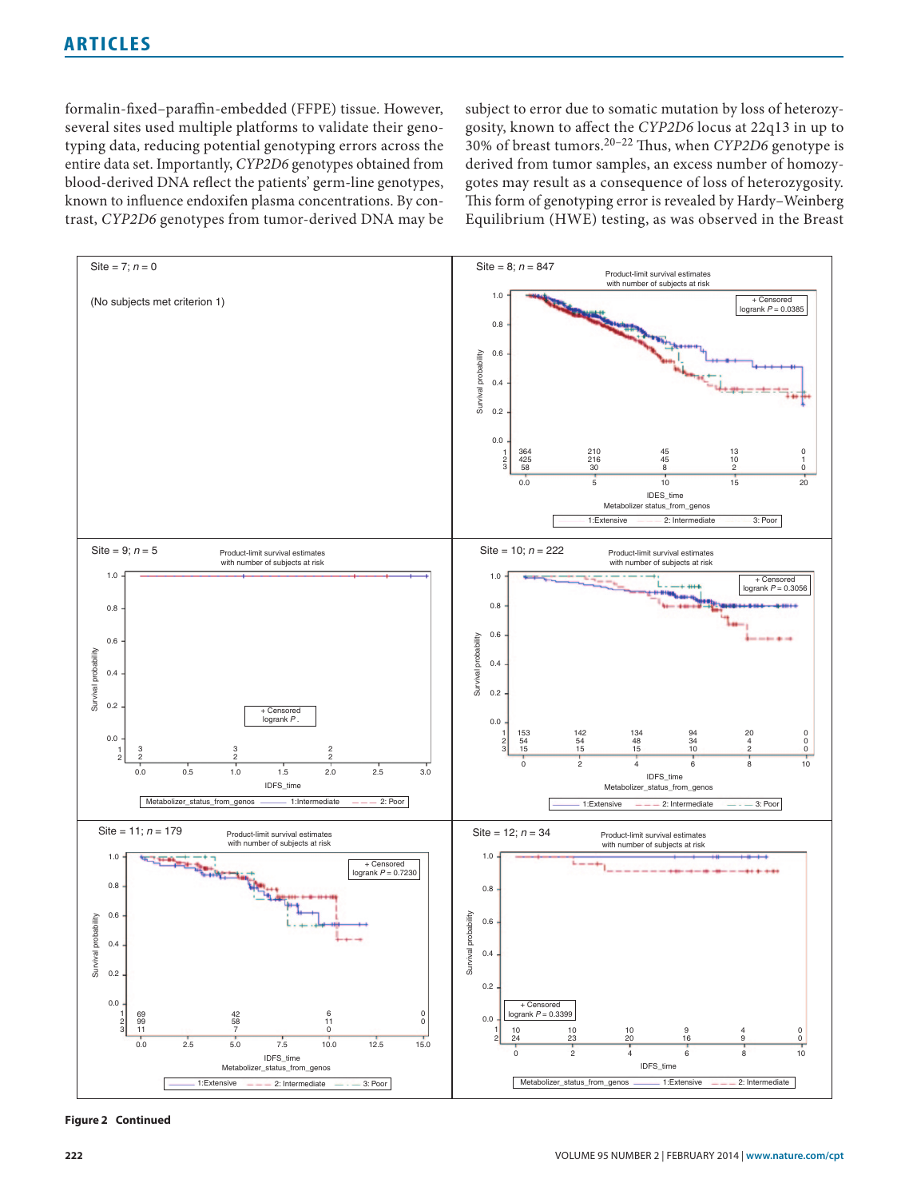formalin-fixed–paraffin-embedded (FFPE) tissue. However, several sites used multiple platforms to validate their genotyping data, reducing potential genotyping errors across the entire data set. Importantly, *CYP2D6* genotypes obtained from blood-derived DNA reflect the patients' germ-line genotypes, known to influence endoxifen plasma concentrations. By contrast, *CYP2D6* genotypes from tumor-derived DNA may be subject to error due to somatic mutation by loss of heterozygosity, known to affect the *CYP2D6* locus at 22q13 in up to 30% of breast tumors.[20–22] Thus, when *CYP2D6* genotype is derived from tumor samples, an excess number of homozygotes may result as a consequence of loss of heterozygosity. This form of genotyping error is revealed by Hardy–Weinberg Equilibrium (HWE) testing, as was observed in the Breast

Site = 7; n = 0

(No subjects met criterion 1)

Site = 8; n = 847

Site = 9; n = 5

Site = 10; n = 222

Site = 11; n = 179

Site = 12; n = 34

**Figure 2 Continued**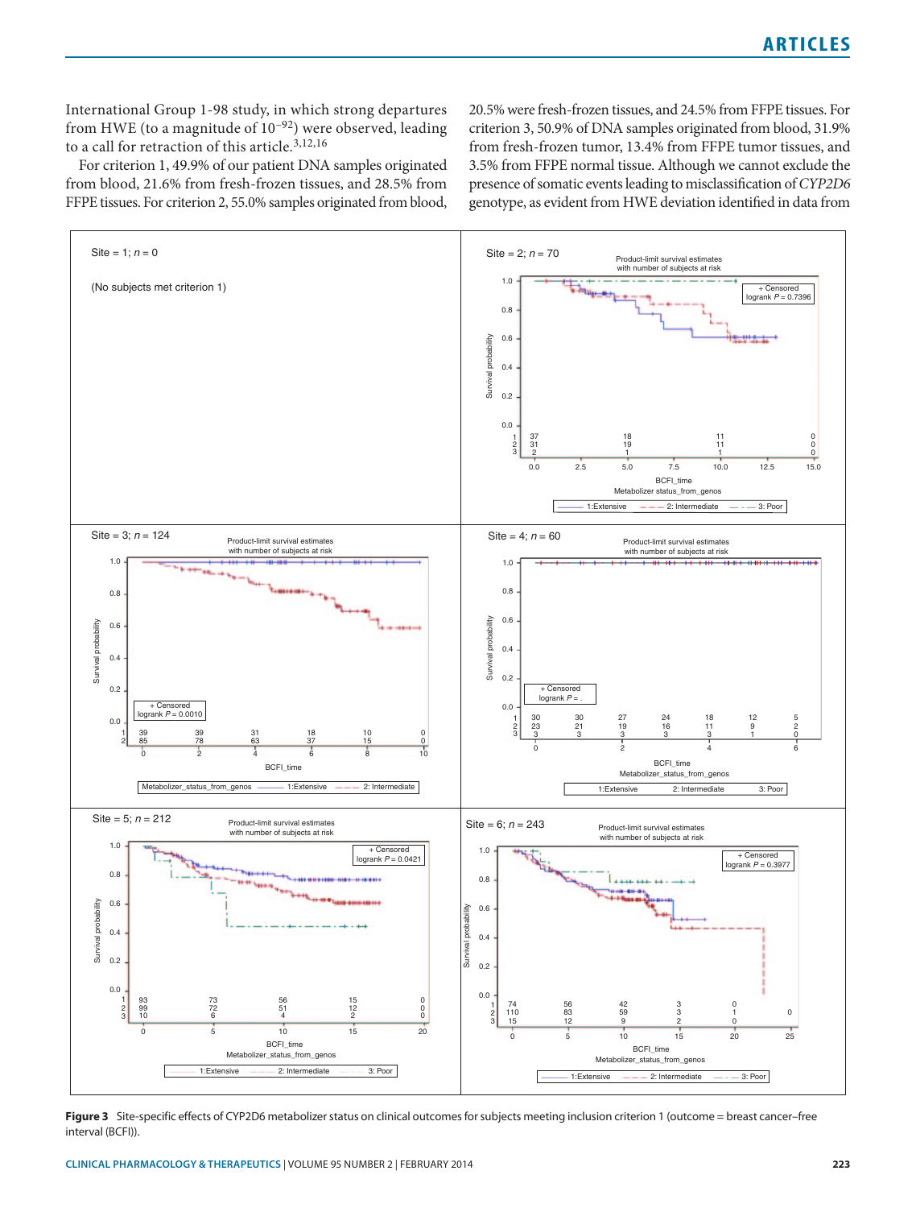International Group 1-98 study, in which strong departures from HWE (to a magnitude of $10^{-92}$) were observed, leading to a call for retraction of this article.[3,12,16]

For criterion 1, 49.9% of our patient DNA samples originated from blood, 21.6% from fresh-frozen tissues, and 28.5% from FFPE tissues. For criterion 2, 55.0% samples originated from blood, 20.5% were fresh-frozen tissues, and 24.5% from FFPE tissues. For criterion 3, 50.9% of DNA samples originated from blood, 31.9% from fresh-frozen tumor, 13.4% from FFPE tumor tissues, and 3.5% from FFPE normal tissue. Although we cannot exclude the presence of somatic events leading to misclassification of *CYP2D6* genotype, as evident from HWE deviation identified in data from

**Figure 3** Site-specific effects of CYP2D6 metabolizer status on clinical outcomes for subjects meeting inclusion criterion 1 (outcome = breast cancer–free interval (BCFI)).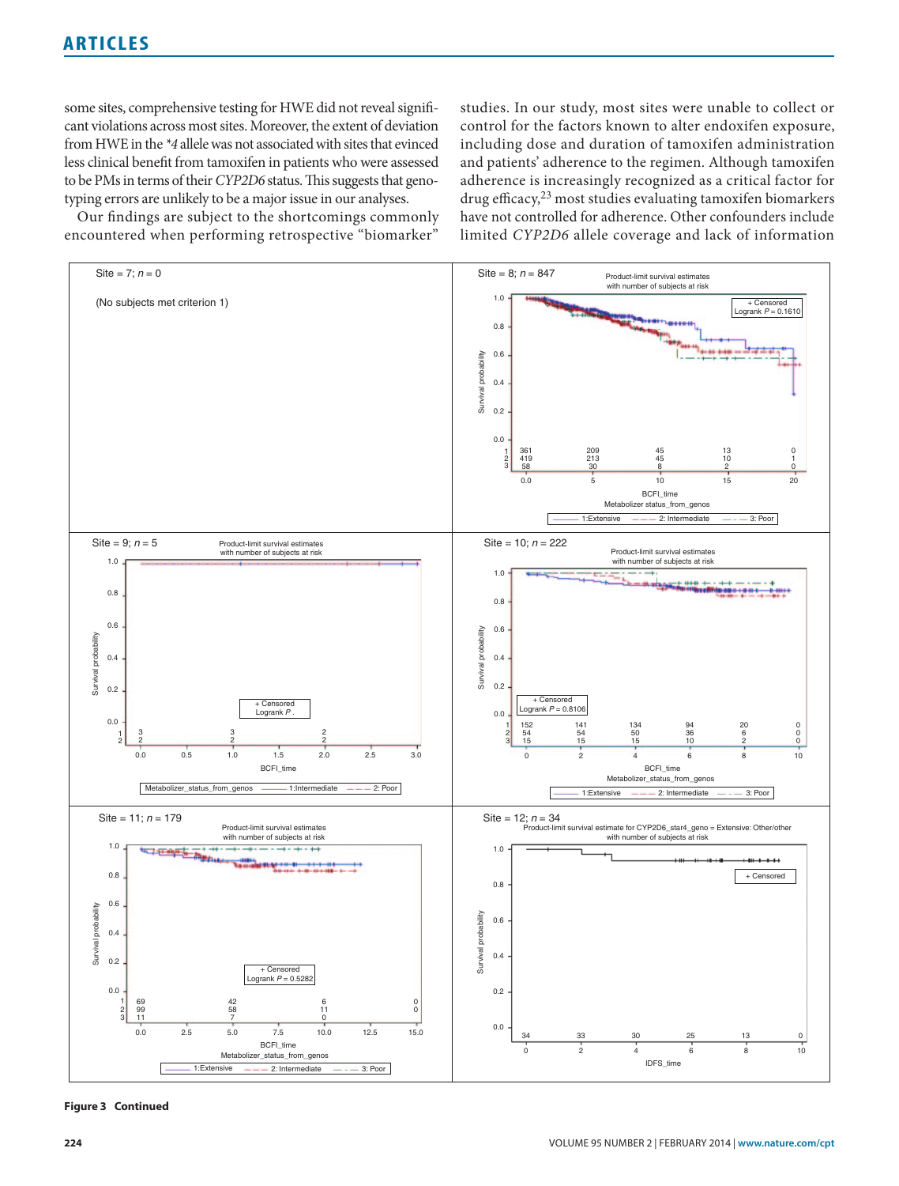some sites, comprehensive testing for HWE did not reveal significant violations across most sites. Moreover, the extent of deviation from HWE in the *\*4* allele was not associated with sites that evinced less clinical benefit from tamoxifen in patients who were assessed to be PMs in terms of their *CYP2D6* status. This suggests that genotyping errors are unlikely to be a major issue in our analyses.

Our findings are subject to the shortcomings commonly encountered when performing retrospective "biomarker" studies. In our study, most sites were unable to collect or control for the factors known to alter endoxifen exposure, including dose and duration of tamoxifen administration and patients' adherence to the regimen. Although tamoxifen adherence is increasingly recognized as a critical factor for drug efficacy,[23] most studies evaluating tamoxifen biomarkers have not controlled for adherence. Other confounders include limited *CYP2D6* allele coverage and lack of information

**Figure 3 Continued**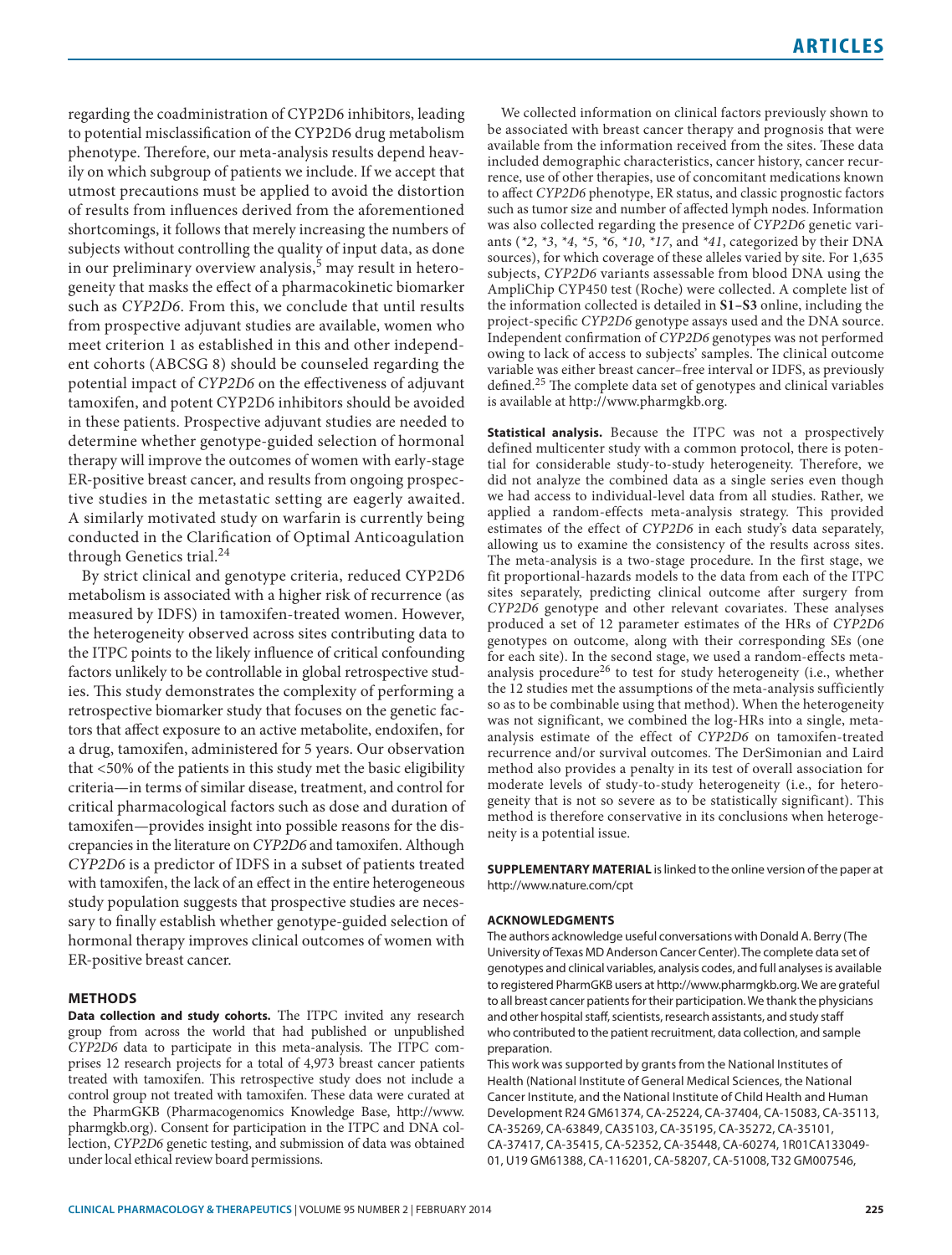regarding the coadministration of CYP2D6 inhibitors, leading to potential misclassification of the CYP2D6 drug metabolism phenotype. Therefore, our meta-analysis results depend heavily on which subgroup of patients we include. If we accept that utmost precautions must be applied to avoid the distortion of results from influences derived from the aforementioned shortcomings, it follows that merely increasing the numbers of subjects without controlling the quality of input data, as done in our preliminary overview analysis,[5] may result in heterogeneity that masks the effect of a pharmacokinetic biomarker such as *CYP2D6*. From this, we conclude that until results from prospective adjuvant studies are available, women who meet criterion 1 as established in this and other independent cohorts (ABCSG 8) should be counseled regarding the potential impact of *CYP2D6* on the effectiveness of adjuvant tamoxifen, and potent CYP2D6 inhibitors should be avoided in these patients. Prospective adjuvant studies are needed to determine whether genotype-guided selection of hormonal therapy will improve the outcomes of women with early-stage ER-positive breast cancer, and results from ongoing prospective studies in the metastatic setting are eagerly awaited. A similarly motivated study on warfarin is currently being conducted in the Clarification of Optimal Anticoagulation through Genetics trial.[24]

By strict clinical and genotype criteria, reduced CYP2D6 metabolism is associated with a higher risk of recurrence (as measured by IDFS) in tamoxifen-treated women. However, the heterogeneity observed across sites contributing data to the ITPC points to the likely influence of critical confounding factors unlikely to be controllable in global retrospective studies. This study demonstrates the complexity of performing a retrospective biomarker study that focuses on the genetic factors that affect exposure to an active metabolite, endoxifen, for a drug, tamoxifen, administered for 5 years. Our observation that <50% of the patients in this study met the basic eligibility criteria—in terms of similar disease, treatment, and control for critical pharmacological factors such as dose and duration of tamoxifen—provides insight into possible reasons for the discrepancies in the literature on *CYP2D6* and tamoxifen. Although *CYP2D6* is a predictor of IDFS in a subset of patients treated with tamoxifen, the lack of an effect in the entire heterogeneous study population suggests that prospective studies are necessary to finally establish whether genotype-guided selection of hormonal therapy improves clinical outcomes of women with ER-positive breast cancer.

## METHODS

**Data collection and study cohorts.** The ITPC invited any research group from across the world that had published or unpublished *CYP2D6* data to participate in this meta-analysis. The ITPC comprises 12 research projects for a total of 4,973 breast cancer patients treated with tamoxifen. This retrospective study does not include a control group not treated with tamoxifen. These data were curated at the PharmGKB (Pharmacogenomics Knowledge Base, http://www.pharmgkb.org). Consent for participation in the ITPC and DNA collection, *CYP2D6* genetic testing, and submission of data was obtained under local ethical review board permissions.

We collected information on clinical factors previously shown to be associated with breast cancer therapy and prognosis that were available from the information received from the sites. These data included demographic characteristics, cancer history, cancer recurrence, use of other therapies, use of concomitant medications known to affect *CYP2D6* phenotype, ER status, and classic prognostic factors such as tumor size and number of affected lymph nodes. Information was also collected regarding the presence of *CYP2D6* genetic variants (*\*2*, *\*3*, *\*4*, *\*5*, *\*6*, *\*10*, *\*17*, and *\*41*, categorized by their DNA sources), for which coverage of these alleles varied by site. For 1,635 subjects, *CYP2D6* variants assessable from blood DNA using the AmpliChip CYP450 test (Roche) were collected. A complete list of the information collected is detailed in **S1–S3** online, including the project-specific *CYP2D6* genotype assays used and the DNA source. Independent confirmation of *CYP2D6* genotypes was not performed owing to lack of access to subjects' samples. The clinical outcome variable was either breast cancer–free interval or IDFS, as previously defined.[25] The complete data set of genotypes and clinical variables is available at http://www.pharmgkb.org.

**Statistical analysis.** Because the ITPC was not a prospectively defined multicenter study with a common protocol, there is potential for considerable study-to-study heterogeneity. Therefore, we did not analyze the combined data as a single series even though we had access to individual-level data from all studies. Rather, we applied a random-effects meta-analysis strategy. This provided estimates of the effect of *CYP2D6* in each study's data separately, allowing us to examine the consistency of the results across sites. The meta-analysis is a two-stage procedure. In the first stage, we fit proportional-hazards models to the data from each of the ITPC sites separately, predicting clinical outcome after surgery from *CYP2D6* genotype and other relevant covariates. These analyses produced a set of 12 parameter estimates of the HRs of *CYP2D6* genotypes on outcome, along with their corresponding SEs (one for each site). In the second stage, we used a random-effects meta-analysis procedure[26] to test for study heterogeneity (i.e., whether the 12 studies met the assumptions of the meta-analysis sufficiently so as to be combinable using that method). When the heterogeneity was not significant, we combined the log-HRs into a single, meta-analysis estimate of the effect of *CYP2D6* on tamoxifen-treated recurrence and/or survival outcomes. The DerSimonian and Laird method also provides a penalty in its test of overall association for moderate levels of study-to-study heterogeneity (i.e., for heterogeneity that is not so severe as to be statistically significant). This method is therefore conservative in its conclusions when heterogeneity is a potential issue.

**SUPPLEMENTARY MATERIAL** is linked to the online version of the paper at http://www.nature.com/cpt

### ACKNOWLEDGMENTS

The authors acknowledge useful conversations with Donald A. Berry (The University of Texas MD Anderson Cancer Center). The complete data set of genotypes and clinical variables, analysis codes, and full analyses is available to registered PharmGKB users at http://www.pharmgkb.org. We are grateful to all breast cancer patients for their participation. We thank the physicians and other hospital staff, scientists, research assistants, and study staff who contributed to the patient recruitment, data collection, and sample preparation.

This work was supported by grants from the National Institutes of Health (National Institute of General Medical Sciences, the National Cancer Institute, and the National Institute of Child Health and Human Development R24 GM61374, CA-25224, CA-37404, CA-15083, CA-35113, CA-35269, CA-63849, CA35103, CA-35195, CA-35272, CA-35101, CA-37417, CA-35415, CA-52352, CA-35448, CA-60274, 1R01CA133049-01, U19 GM61388, CA-116201, CA-58207, CA-51008, T32 GM007546,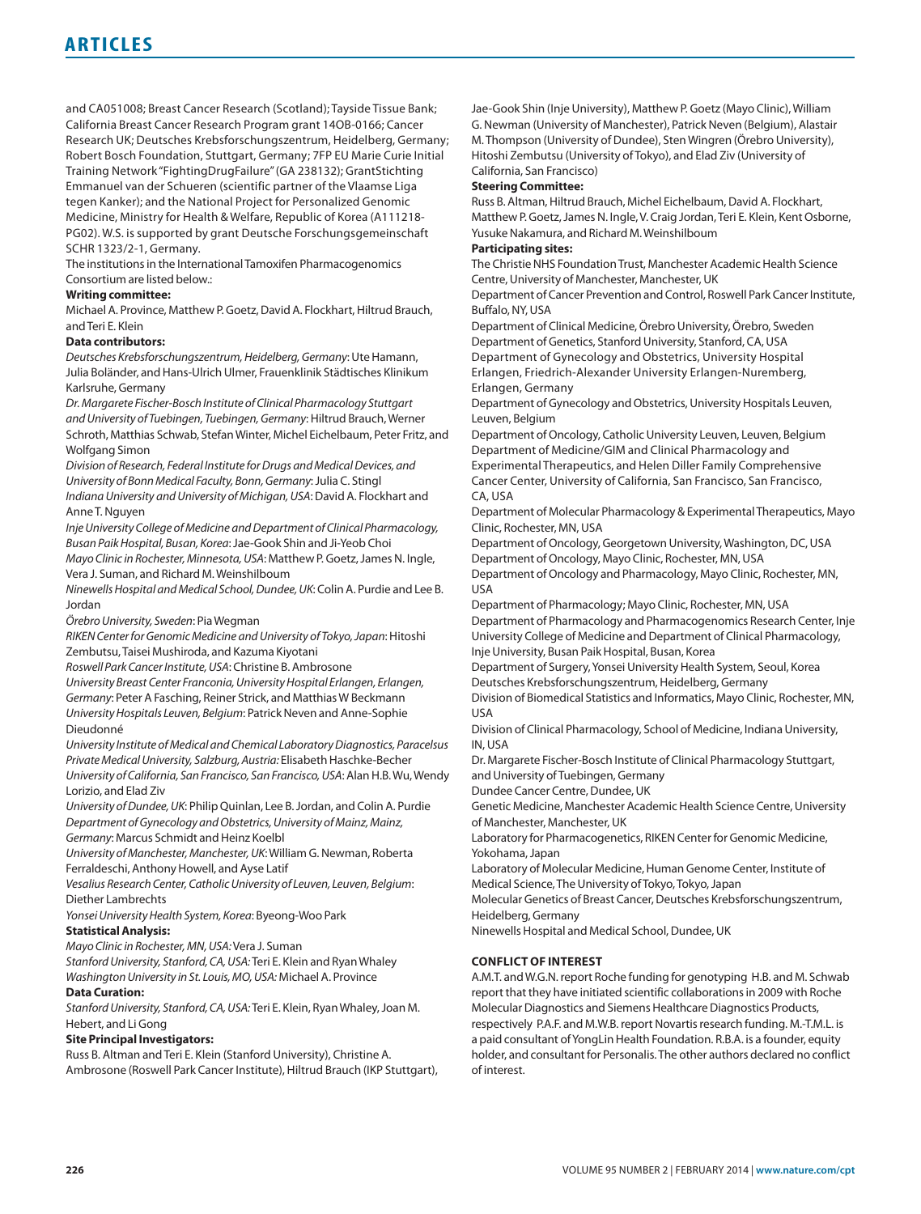and CA051008; Breast Cancer Research (Scotland); Tayside Tissue Bank; California Breast Cancer Research Program grant 14OB-0166; Cancer Research UK; Deutsches Krebsforschungszentrum, Heidelberg, Germany; Robert Bosch Foundation, Stuttgart, Germany; 7FP EU Marie Curie Initial Training Network "FightingDrugFailure" (GA 238132); GrantStichting Emmanuel van der Schueren (scientific partner of the Vlaamse Liga tegen Kanker); and the National Project for Personalized Genomic Medicine, Ministry for Health & Welfare, Republic of Korea (A111218-PG02). W.S. is supported by grant Deutsche Forschungsgemeinschaft SCHR 1323/2-1, Germany.

The institutions in the International Tamoxifen Pharmacogenomics Consortium are listed below.:

**Writing committee:**

Michael A. Province, Matthew P. Goetz, David A. Flockhart, Hiltrud Brauch, and Teri E. Klein

**Data contributors:**

*Deutsches Krebsforschungszentrum, Heidelberg, Germany*: Ute Hamann, Julia Boländer, and Hans-Ulrich Ulmer, Frauenklinik Städtisches Klinikum Karlsruhe, Germany

*Dr. Margarete Fischer-Bosch Institute of Clinical Pharmacology Stuttgart and University of Tuebingen, Tuebingen, Germany*: Hiltrud Brauch, Werner Schroth, Matthias Schwab, Stefan Winter, Michel Eichelbaum, Peter Fritz, and Wolfgang Simon

*Division of Research, Federal Institute for Drugs and Medical Devices, and University of Bonn Medical Faculty, Bonn, Germany*: Julia C. Stingl

*Indiana University and University of Michigan, USA*: David A. Flockhart and Anne T. Nguyen

*Inje University College of Medicine and Department of Clinical Pharmacology, Busan Paik Hospital, Busan, Korea*: Jae-Gook Shin and Ji-Yeob Choi

*Mayo Clinic in Rochester, Minnesota, USA*: Matthew P. Goetz, James N. Ingle, Vera J. Suman, and Richard M. Weinshilboum

*Ninewells Hospital and Medical School, Dundee, UK*: Colin A. Purdie and Lee B. Jordan

*Örebro University, Sweden*: Pia Wegman

*RIKEN Center for Genomic Medicine and University of Tokyo, Japan*: Hitoshi Zembutsu, Taisei Mushiroda, and Kazuma Kiyotani

*Roswell Park Cancer Institute, USA*: Christine B. Ambrosone

*University Breast Center Franconia, University Hospital Erlangen, Erlangen, Germany*: Peter A Fasching, Reiner Strick, and Matthias W Beckmann

*University Hospitals Leuven, Belgium*: Patrick Neven and Anne-Sophie Dieudonné

*University Institute of Medical and Chemical Laboratory Diagnostics, Paracelsus Private Medical University, Salzburg, Austria:* Elisabeth Haschke-Becher

*University of California, San Francisco, San Francisco, USA*: Alan H.B. Wu, Wendy Lorizio, and Elad Ziv

*University of Dundee, UK*: Philip Quinlan, Lee B. Jordan, and Colin A. Purdie

*Department of Gynecology and Obstetrics, University of Mainz, Mainz, Germany*: Marcus Schmidt and Heinz Koelbl

*University of Manchester, Manchester, UK*: William G. Newman, Roberta Ferraldeschi, Anthony Howell, and Ayse Latif

*Vesalius Research Center, Catholic University of Leuven, Leuven, Belgium*: Diether Lambrechts

*Yonsei University Health System, Korea*: Byeong-Woo Park

**Statistical Analysis:**

*Mayo Clinic in Rochester, MN, USA:* Vera J. Suman

*Stanford University, Stanford, CA, USA:* Teri E. Klein and Ryan Whaley

*Washington University in St. Louis, MO, USA:* Michael A. Province

**Data Curation:**

*Stanford University, Stanford, CA, USA:* Teri E. Klein, Ryan Whaley, Joan M. Hebert, and Li Gong

**Site Principal Investigators:**

Russ B. Altman and Teri E. Klein (Stanford University), Christine A. Ambrosone (Roswell Park Cancer Institute), Hiltrud Brauch (IKP Stuttgart), Jae-Gook Shin (Inje University), Matthew P. Goetz (Mayo Clinic), William G. Newman (University of Manchester), Patrick Neven (Belgium), Alastair M. Thompson (University of Dundee), Sten Wingren (Örebro University), Hitoshi Zembutsu (University of Tokyo), and Elad Ziv (University of California, San Francisco)

**Steering Committee:**

Russ B. Altman, Hiltrud Brauch, Michel Eichelbaum, David A. Flockhart, Matthew P. Goetz, James N. Ingle, V. Craig Jordan, Teri E. Klein, Kent Osborne, Yusuke Nakamura, and Richard M. Weinshilboum

**Participating sites:**

The Christie NHS Foundation Trust, Manchester Academic Health Science Centre, University of Manchester, Manchester, UK

Department of Cancer Prevention and Control, Roswell Park Cancer Institute, Buffalo, NY, USA

Department of Clinical Medicine, Örebro University, Örebro, Sweden

Department of Genetics, Stanford University, Stanford, CA, USA

Department of Gynecology and Obstetrics, University Hospital Erlangen, Friedrich-Alexander University Erlangen-Nuremberg, Erlangen, Germany

Department of Gynecology and Obstetrics, University Hospitals Leuven, Leuven, Belgium

Department of Oncology, Catholic University Leuven, Leuven, Belgium

Department of Medicine/GIM and Clinical Pharmacology and Experimental Therapeutics, and Helen Diller Family Comprehensive Cancer Center, University of California, San Francisco, San Francisco, CA, USA

Department of Molecular Pharmacology & Experimental Therapeutics, Mayo Clinic, Rochester, MN, USA

Department of Oncology, Georgetown University, Washington, DC, USA

Department of Oncology, Mayo Clinic, Rochester, MN, USA

Department of Oncology and Pharmacology, Mayo Clinic, Rochester, MN, USA

Department of Pharmacology; Mayo Clinic, Rochester, MN, USA

Department of Pharmacology and Pharmacogenomics Research Center, Inje University College of Medicine and Department of Clinical Pharmacology, Inje University, Busan Paik Hospital, Busan, Korea

Department of Surgery, Yonsei University Health System, Seoul, Korea

Deutsches Krebsforschungszentrum, Heidelberg, Germany

Division of Biomedical Statistics and Informatics, Mayo Clinic, Rochester, MN, USA

Division of Clinical Pharmacology, School of Medicine, Indiana University, IN, USA

Dr. Margarete Fischer-Bosch Institute of Clinical Pharmacology Stuttgart, and University of Tuebingen, Germany

Dundee Cancer Centre, Dundee, UK

Genetic Medicine, Manchester Academic Health Science Centre, University of Manchester, Manchester, UK

Laboratory for Pharmacogenetics, RIKEN Center for Genomic Medicine, Yokohama, Japan

Laboratory of Molecular Medicine, Human Genome Center, Institute of Medical Science, The University of Tokyo, Tokyo, Japan

Molecular Genetics of Breast Cancer, Deutsches Krebsforschungszentrum, Heidelberg, Germany

Ninewells Hospital and Medical School, Dundee, UK

**CONFLICT OF INTEREST**

A.M.T. and W.G.N. report Roche funding for genotyping H.B. and M. Schwab report that they have initiated scientific collaborations in 2009 with Roche Molecular Diagnostics and Siemens Healthcare Diagnostics Products, respectively P.A.F. and M.W.B. report Novartis research funding. M.-T.M.L. is a paid consultant of YongLin Health Foundation. R.B.A. is a founder, equity holder, and consultant for Personalis. The other authors declared no conflict of interest.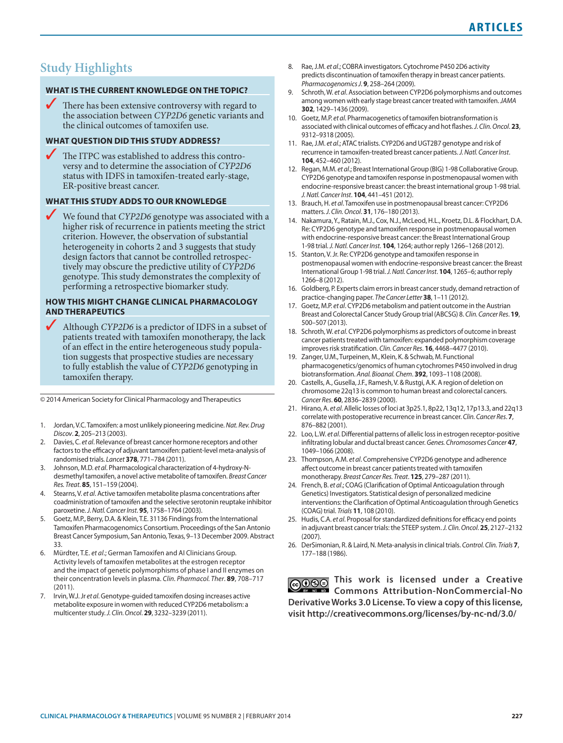## Study Highlights

### WHAT IS THE CURRENT KNOWLEDGE ON THE TOPIC?

✓ There has been extensive controversy with regard to the association between *CYP2D6* genetic variants and the clinical outcomes of tamoxifen use.

### WHAT QUESTION DID THIS STUDY ADDRESS?

✓ The ITPC was established to address this controversy and to determine the association of *CYP2D6* status with IDFS in tamoxifen-treated early-stage, ER-positive breast cancer.

### WHAT THIS STUDY ADDS TO OUR KNOWLEDGE

✓ We found that *CYP2D6* genotype was associated with a higher risk of recurrence in patients meeting the strict criterion. However, the observation of substantial heterogeneity in cohorts 2 and 3 suggests that study design factors that cannot be controlled retrospectively may obscure the predictive utility of *CYP2D6* genotype. This study demonstrates the complexity of performing a retrospective biomarker study.

### HOW THIS MIGHT CHANGE CLINICAL PHARMACOLOGY AND THERAPEUTICS

✓ Although *CYP2D6* is a predictor of IDFS in a subset of patients treated with tamoxifen monotherapy, the lack of an effect in the entire heterogeneous study population suggests that prospective studies are necessary to fully establish the value of *CYP2D6* genotyping in tamoxifen therapy.

© 2014 American Society for Clinical Pharmacology and Therapeutics

1. Jordan, V.C. Tamoxifen: a most unlikely pioneering medicine. *Nat. Rev. Drug Discov*. **2**, 205–213 (2003).
2. Davies, C. *et al*. Relevance of breast cancer hormone receptors and other factors to the efficacy of adjuvant tamoxifen: patient-level meta-analysis of randomised trials. *Lancet* **378**, 771–784 (2011).
3. Johnson, M.D. *et al*. Pharmacological characterization of 4-hydroxy-N-desmethyl tamoxifen, a novel active metabolite of tamoxifen. *Breast Cancer Res. Treat*. **85**, 151–159 (2004).
4. Stearns, V. *et al*. Active tamoxifen metabolite plasma concentrations after coadministration of tamoxifen and the selective serotonin reuptake inhibitor paroxetine. *J. Natl. Cancer Inst*. **95**, 1758–1764 (2003).
5. Goetz, M.P., Berry, D.A. & Klein, T.E. 31136 Findings from the International Tamoxifen Pharmacogenomics Consortium. Proceedings of the San Antonio Breast Cancer Symposium, San Antonio, Texas, 9–13 December 2009. Abstract 33.
6. Mürdter, T.E. *et al*.; German Tamoxifen and AI Clinicians Group. Activity levels of tamoxifen metabolites at the estrogen receptor and the impact of genetic polymorphisms of phase I and II enzymes on their concentration levels in plasma. *Clin. Pharmacol. Ther*. **89**, 708–717 (2011).
7. Irvin, W.J. Jr *et al*. Genotype-guided tamoxifen dosing increases active metabolite exposure in women with reduced CYP2D6 metabolism: a multicenter study. *J. Clin. Oncol*. **29**, 3232–3239 (2011).
8. Rae, J.M. *et al*.; COBRA investigators. Cytochrome P450 2D6 activity predicts discontinuation of tamoxifen therapy in breast cancer patients. *Pharmacogenomics J*. **9**, 258–264 (2009).
9. Schroth, W. *et al*. Association between CYP2D6 polymorphisms and outcomes among women with early stage breast cancer treated with tamoxifen. *JAMA* **302**, 1429–1436 (2009).
10. Goetz, M.P. *et al*. Pharmacogenetics of tamoxifen biotransformation is associated with clinical outcomes of efficacy and hot flashes. *J. Clin. Oncol*. **23**, 9312–9318 (2005).
11. Rae, J.M. *et al*.; ATAC trialists. CYP2D6 and UGT2B7 genotype and risk of recurrence in tamoxifen-treated breast cancer patients. *J. Natl. Cancer Inst*. **104**, 452–460 (2012).
12. Regan, M.M. *et al*.; Breast International Group (BIG) 1-98 Collaborative Group. CYP2D6 genotype and tamoxifen response in postmenopausal women with endocrine-responsive breast cancer: the breast international group 1-98 trial. *J. Natl. Cancer Inst*. **104**, 441–451 (2012).
13. Brauch, H. *et al*. Tamoxifen use in postmenopausal breast cancer: CYP2D6 matters. *J. Clin. Oncol*. **31**, 176–180 (2013).
14. Nakamura, Y., Ratain, M.J., Cox, N.J., McLeod, H.L., Kroetz, D.L. & Flockhart, D.A. Re: CYP2D6 genotype and tamoxifen response in postmenopausal women with endocrine-responsive breast cancer: the Breast International Group 1-98 trial. *J. Natl. Cancer Inst*. **104**, 1264; author reply 1266–1268 (2012).
15. Stanton, V. Jr. Re: CYP2D6 genotype and tamoxifen response in postmenopausal women with endocrine-responsive breast cancer: the Breast International Group 1-98 trial. *J. Natl. Cancer Inst*. **104**, 1265–6; author reply 1266–8 (2012).
16. Goldberg, P. Experts claim errors in breast cancer study, demand retraction of practice-changing paper. *The Cancer Letter* **38**, 1–11 (2012).
17. Goetz, M.P. *et al*. CYP2D6 metabolism and patient outcome in the Austrian Breast and Colorectal Cancer Study Group trial (ABCSG) 8. *Clin. Cancer Res*. **19**, 500–507 (2013).
18. Schroth, W. *et al*. CYP2D6 polymorphisms as predictors of outcome in breast cancer patients treated with tamoxifen: expanded polymorphism coverage improves risk stratification. *Clin. Cancer Res*. **16**, 4468–4477 (2010).
19. Zanger, U.M., Turpeinen, M., Klein, K. & Schwab, M. Functional pharmacogenetics/genomics of human cytochromes P450 involved in drug biotransformation. *Anal. Bioanal. Chem*. **392**, 1093–1108 (2008).
20. Castells, A., Gusella, J.F., Ramesh, V. & Rustgi, A.K. A region of deletion on chromosome 22q13 is common to human breast and colorectal cancers. *Cancer Res*. **60**, 2836–2839 (2000).
21. Hirano, A. *et al*. Allelic losses of loci at 3p25.1, 8p22, 13q12, 17p13.3, and 22q13 correlate with postoperative recurrence in breast cancer. *Clin. Cancer Res*. **7**, 876–882 (2001).
22. Loo, L.W. *et al*. Differential patterns of allelic loss in estrogen receptor-positive infiltrating lobular and ductal breast cancer. *Genes. Chromosomes Cancer* **47**, 1049–1066 (2008).
23. Thompson, A.M. *et al*. Comprehensive CYP2D6 genotype and adherence affect outcome in breast cancer patients treated with tamoxifen monotherapy. *Breast Cancer Res. Treat*. **125**, 279–287 (2011).
24. French, B. *et al*.; COAG (Clarification of Optimal Anticoagulation through Genetics) Investigators. Statistical design of personalized medicine interventions: the Clarification of Optimal Anticoagulation through Genetics (COAG) trial. *Trials* **11**, 108 (2010).
25. Hudis, C.A. *et al*. Proposal for standardized definitions for efficacy end points in adjuvant breast cancer trials: the STEEP system. *J. Clin. Oncol*. **25**, 2127–2132 (2007).
26. DerSimonian, R. & Laird, N. Meta-analysis in clinical trials. *Control. Clin. Trials* **7**, 177–188 (1986).

**This work is licensed under a Creative Commons Attribution-NonCommercial-No Derivative Works 3.0 License. To view a copy of this license, visit http://creativecommons.org/licenses/by-nc-nd/3.0/**